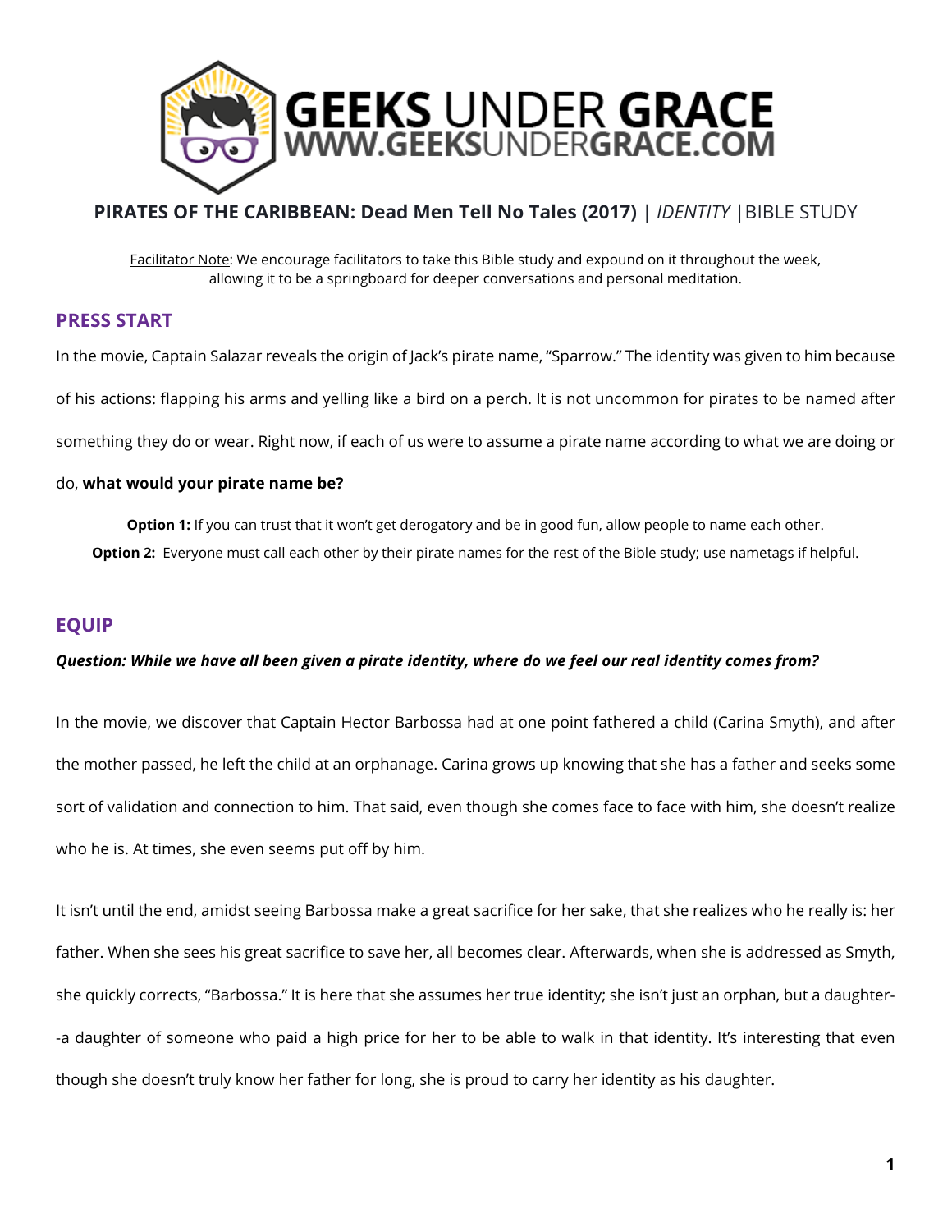**GEEKS UNDER GRACE**
**WWW.GEEKSUNDERGRACE.COM**

**PIRATES OF THE CARIBBEAN: Dead Men Tell No Tales (2017)** | *IDENTITY* | BIBLE STUDY

Facilitator Note: We encourage facilitators to take this Bible study and expound on it throughout the week, allowing it to be a springboard for deeper conversations and personal meditation.

## PRESS START

In the movie, Captain Salazar reveals the origin of Jack's pirate name, "Sparrow." The identity was given to him because of his actions: flapping his arms and yelling like a bird on a perch. It is not uncommon for pirates to be named after something they do or wear. Right now, if each of us were to assume a pirate name according to what we are doing or do, **what would your pirate name be?**

**Option 1:** If you can trust that it won't get derogatory and be in good fun, allow people to name each other.

**Option 2:** Everyone must call each other by their pirate names for the rest of the Bible study; use nametags if helpful.

## EQUIP

***Question: While we have all been given a pirate identity, where do we feel our real identity comes from?***

In the movie, we discover that Captain Hector Barbossa had at one point fathered a child (Carina Smyth), and after the mother passed, he left the child at an orphanage. Carina grows up knowing that she has a father and seeks some sort of validation and connection to him. That said, even though she comes face to face with him, she doesn't realize who he is. At times, she even seems put off by him.

It isn't until the end, amidst seeing Barbossa make a great sacrifice for her sake, that she realizes who he really is: her father. When she sees his great sacrifice to save her, all becomes clear. Afterwards, when she is addressed as Smyth, she quickly corrects, "Barbossa." It is here that she assumes her true identity; she isn't just an orphan, but a daughter--a daughter of someone who paid a high price for her to be able to walk in that identity. It's interesting that even though she doesn't truly know her father for long, she is proud to carry her identity as his daughter.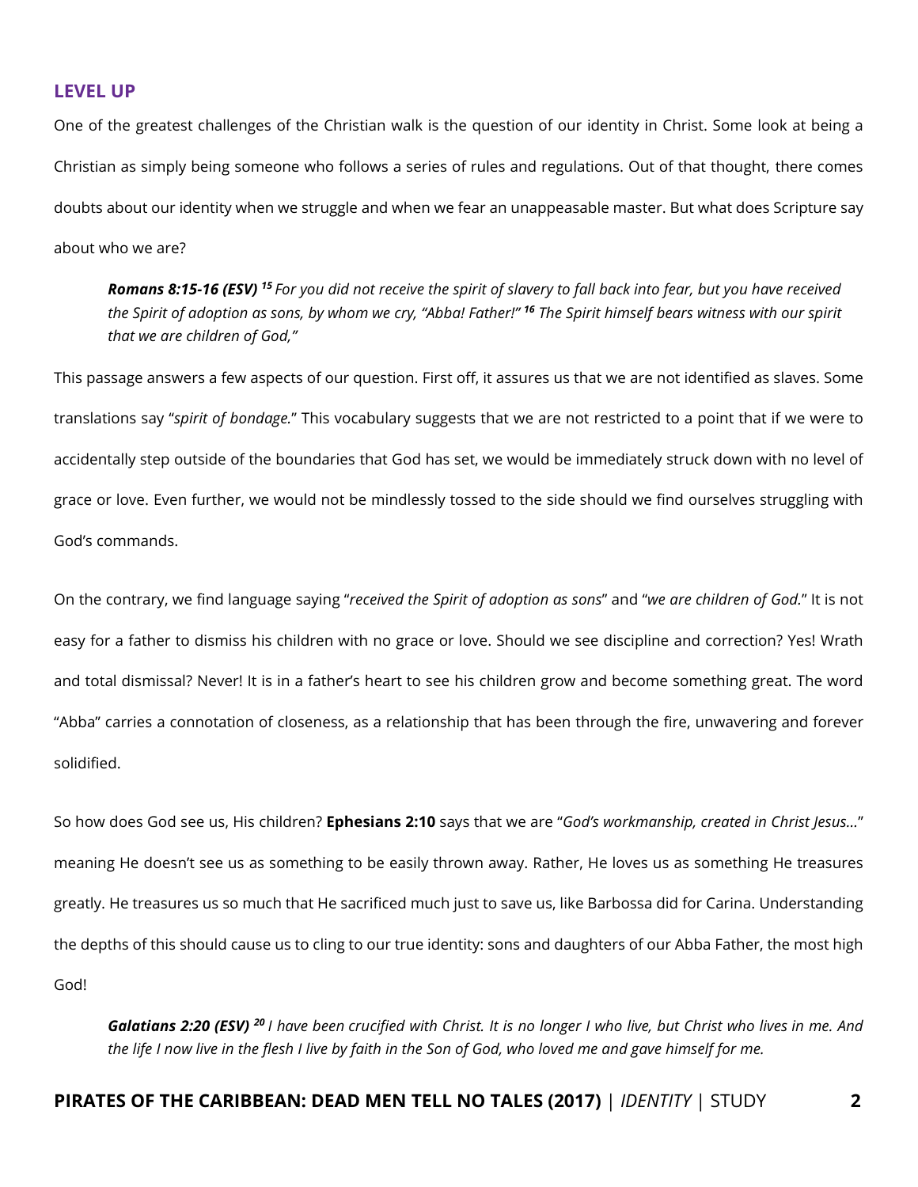## LEVEL UP

One of the greatest challenges of the Christian walk is the question of our identity in Christ. Some look at being a Christian as simply being someone who follows a series of rules and regulations. Out of that thought, there comes doubts about our identity when we struggle and when we fear an unappeasable master. But what does Scripture say about who we are?

> ***Romans 8:15-16 (ESV)*** ***[15]*** *For you did not receive the spirit of slavery to fall back into fear, but you have received the Spirit of adoption as sons, by whom we cry, "Abba! Father!"* ***[16]*** *The Spirit himself bears witness with our spirit that we are children of God,"*

This passage answers a few aspects of our question. First off, it assures us that we are not identified as slaves. Some translations say "*spirit of bondage.*" This vocabulary suggests that we are not restricted to a point that if we were to accidentally step outside of the boundaries that God has set, we would be immediately struck down with no level of grace or love. Even further, we would not be mindlessly tossed to the side should we find ourselves struggling with God's commands.

On the contrary, we find language saying "*received the Spirit of adoption as sons*" and "*we are children of God.*" It is not easy for a father to dismiss his children with no grace or love. Should we see discipline and correction? Yes! Wrath and total dismissal? Never! It is in a father's heart to see his children grow and become something great. The word "Abba" carries a connotation of closeness, as a relationship that has been through the fire, unwavering and forever solidified.

So how does God see us, His children? **Ephesians 2:10** says that we are "*God's workmanship, created in Christ Jesus…*" meaning He doesn't see us as something to be easily thrown away. Rather, He loves us as something He treasures greatly. He treasures us so much that He sacrificed much just to save us, like Barbossa did for Carina. Understanding the depths of this should cause us to cling to our true identity: sons and daughters of our Abba Father, the most high God!

> ***Galatians 2:20 (ESV)*** ***[20]*** *I have been crucified with Christ. It is no longer I who live, but Christ who lives in me. And the life I now live in the flesh I live by faith in the Son of God, who loved me and gave himself for me.*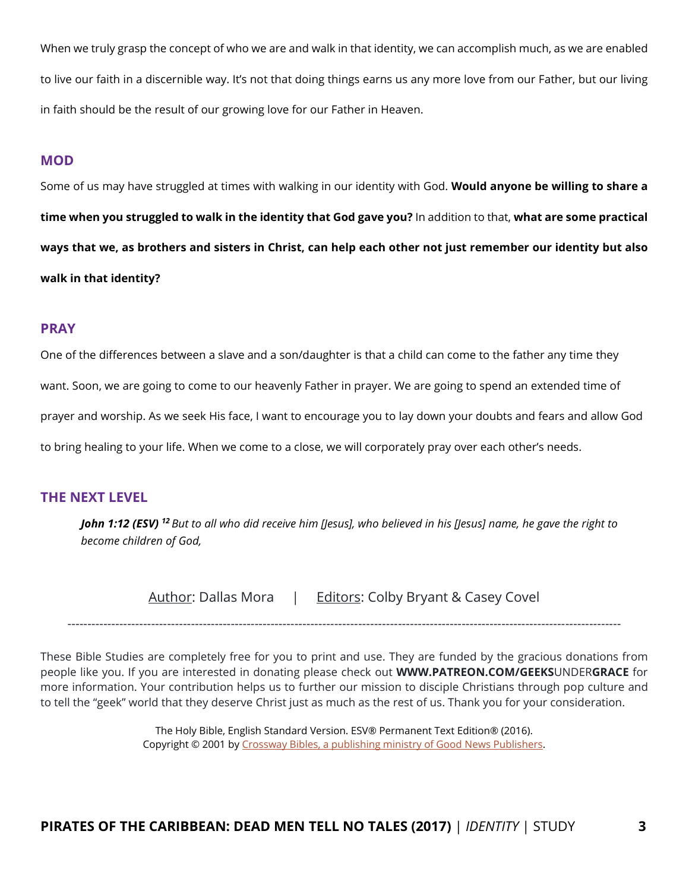When we truly grasp the concept of who we are and walk in that identity, we can accomplish much, as we are enabled to live our faith in a discernible way. It's not that doing things earns us any more love from our Father, but our living in faith should be the result of our growing love for our Father in Heaven.

## MOD

Some of us may have struggled at times with walking in our identity with God. **Would anyone be willing to share a time when you struggled to walk in the identity that God gave you?** In addition to that, **what are some practical ways that we, as brothers and sisters in Christ, can help each other not just remember our identity but also walk in that identity?**

## PRAY

One of the differences between a slave and a son/daughter is that a child can come to the father any time they want. Soon, we are going to come to our heavenly Father in prayer. We are going to spend an extended time of prayer and worship. As we seek His face, I want to encourage you to lay down your doubts and fears and allow God to bring healing to your life. When we come to a close, we will corporately pray over each other's needs.

## THE NEXT LEVEL

> ***John 1:12 (ESV)*** ***[12]*** *But to all who did receive him [Jesus], who believed in his [Jesus] name, he gave the right to become children of God,*

Author: Dallas Mora | Editors: Colby Bryant & Casey Covel

---

These Bible Studies are completely free for you to print and use. They are funded by the gracious donations from people like you. If you are interested in donating please check out **WWW.PATREON.COM/GEEKS**UNDER**GRACE** for more information. Your contribution helps us to further our mission to disciple Christians through pop culture and to tell the "geek" world that they deserve Christ just as much as the rest of us. Thank you for your consideration.

The Holy Bible, English Standard Version. ESV® Permanent Text Edition® (2016).
Copyright © 2001 by Crossway Bibles, a publishing ministry of Good News Publishers.